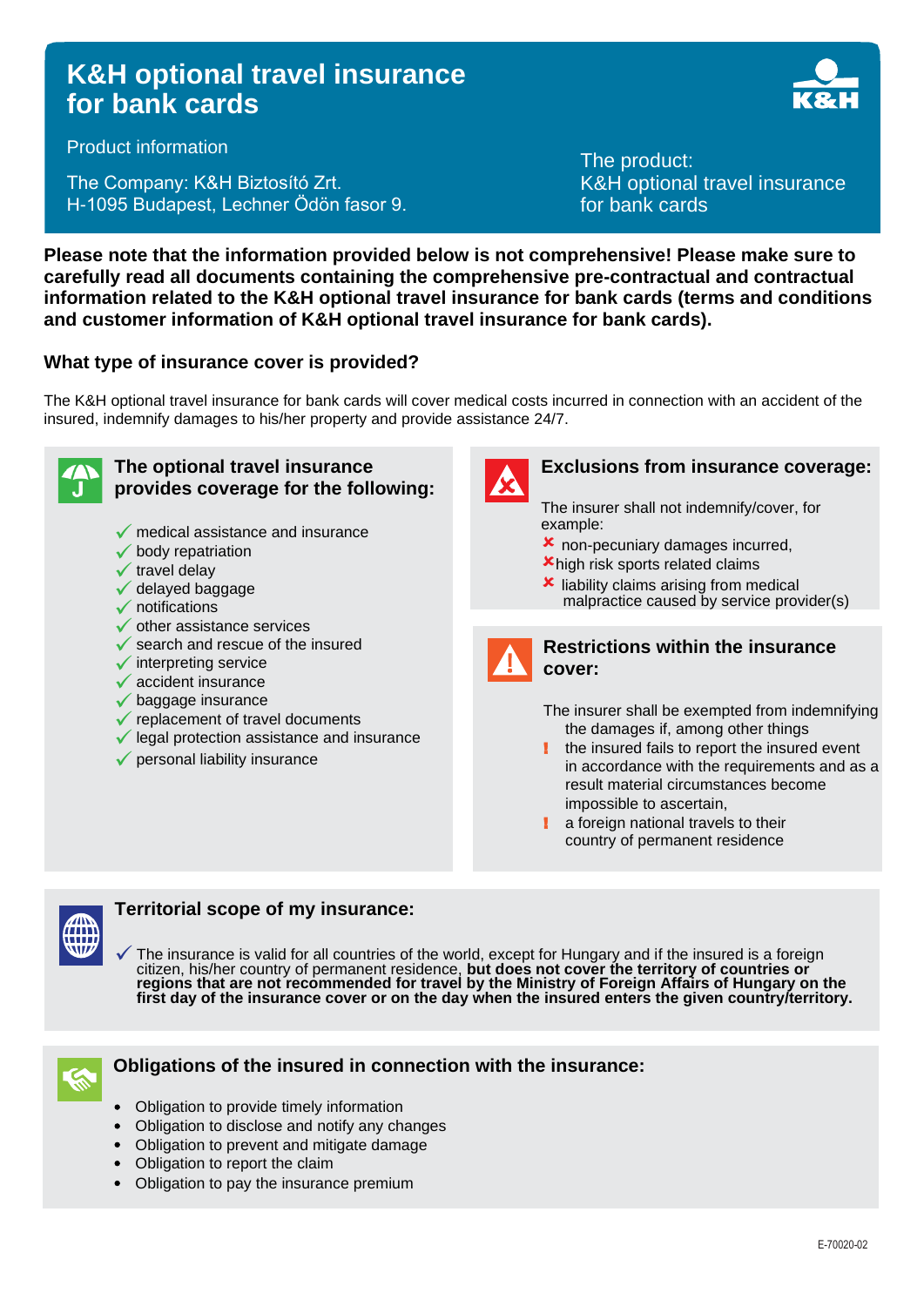# K&H optional travel insurance for bank cards

Product information

The Company: K&H Biztosító Zrt.
H-1095 Budapest, Lechner Ödön fasor 9.

The product:
K&H optional travel insurance for bank cards

**Please note that the information provided below is not comprehensive! Please make sure to carefully read all documents containing the comprehensive pre-contractual and contractual information related to the K&H optional travel insurance for bank cards (terms and conditions and customer information of K&H optional travel insurance for bank cards).**

## What type of insurance cover is provided?

The K&H optional travel insurance for bank cards will cover medical costs incurred in connection with an accident of the insured, indemnify damages to his/her property and provide assistance 24/7.

### The optional travel insurance provides coverage for the following:

- ✓ medical assistance and insurance
- ✓ body repatriation
- ✓ travel delay
- ✓ delayed baggage
- ✓ notifications
- ✓ other assistance services
- ✓ search and rescue of the insured
- ✓ interpreting service
- ✓ accident insurance
- ✓ baggage insurance
- ✓ replacement of travel documents
- ✓ legal protection assistance and insurance
- ✓ personal liability insurance

### Exclusions from insurance coverage:

The insurer shall not indemnify/cover, for example:

- ✗ non-pecuniary damages incurred,
- ✗ high risk sports related claims
- ✗ liability claims arising from medical malpractice caused by service provider(s)

### Restrictions within the insurance cover:

The insurer shall be exempted from indemnifying the damages if, among other things

- ! the insured fails to report the insured event in accordance with the requirements and as a result material circumstances become impossible to ascertain,
- ! a foreign national travels to their country of permanent residence

### Territorial scope of my insurance:

✓ The insurance is valid for all countries of the world, except for Hungary and if the insured is a foreign citizen, his/her country of permanent residence, **but does not cover the territory of countries or regions that are not recommended for travel by the Ministry of Foreign Affairs of Hungary on the first day of the insurance cover or on the day when the insured enters the given country/territory.**

### Obligations of the insured in connection with the insurance:

- Obligation to provide timely information
- Obligation to disclose and notify any changes
- Obligation to prevent and mitigate damage
- Obligation to report the claim
- Obligation to pay the insurance premium

E-70020-02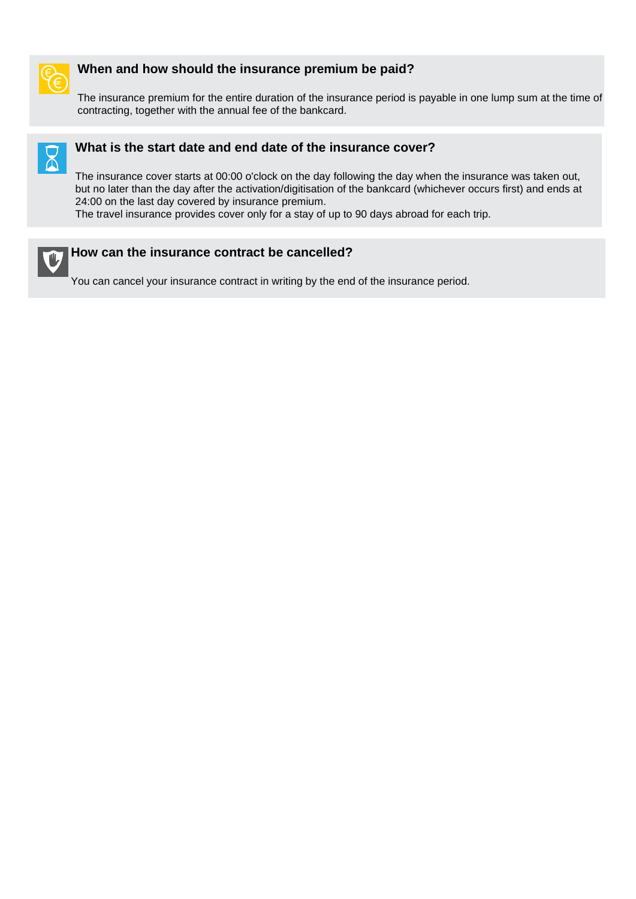## When and how should the insurance premium be paid?

The insurance premium for the entire duration of the insurance period is payable in one lump sum at the time of contracting, together with the annual fee of the bankcard.

## What is the start date and end date of the insurance cover?

The insurance cover starts at 00:00 o'clock on the day following the day when the insurance was taken out, but no later than the day after the activation/digitisation of the bankcard (whichever occurs first) and ends at 24:00 on the last day covered by insurance premium.
The travel insurance provides cover only for a stay of up to 90 days abroad for each trip.

## How can the insurance contract be cancelled?

You can cancel your insurance contract in writing by the end of the insurance period.